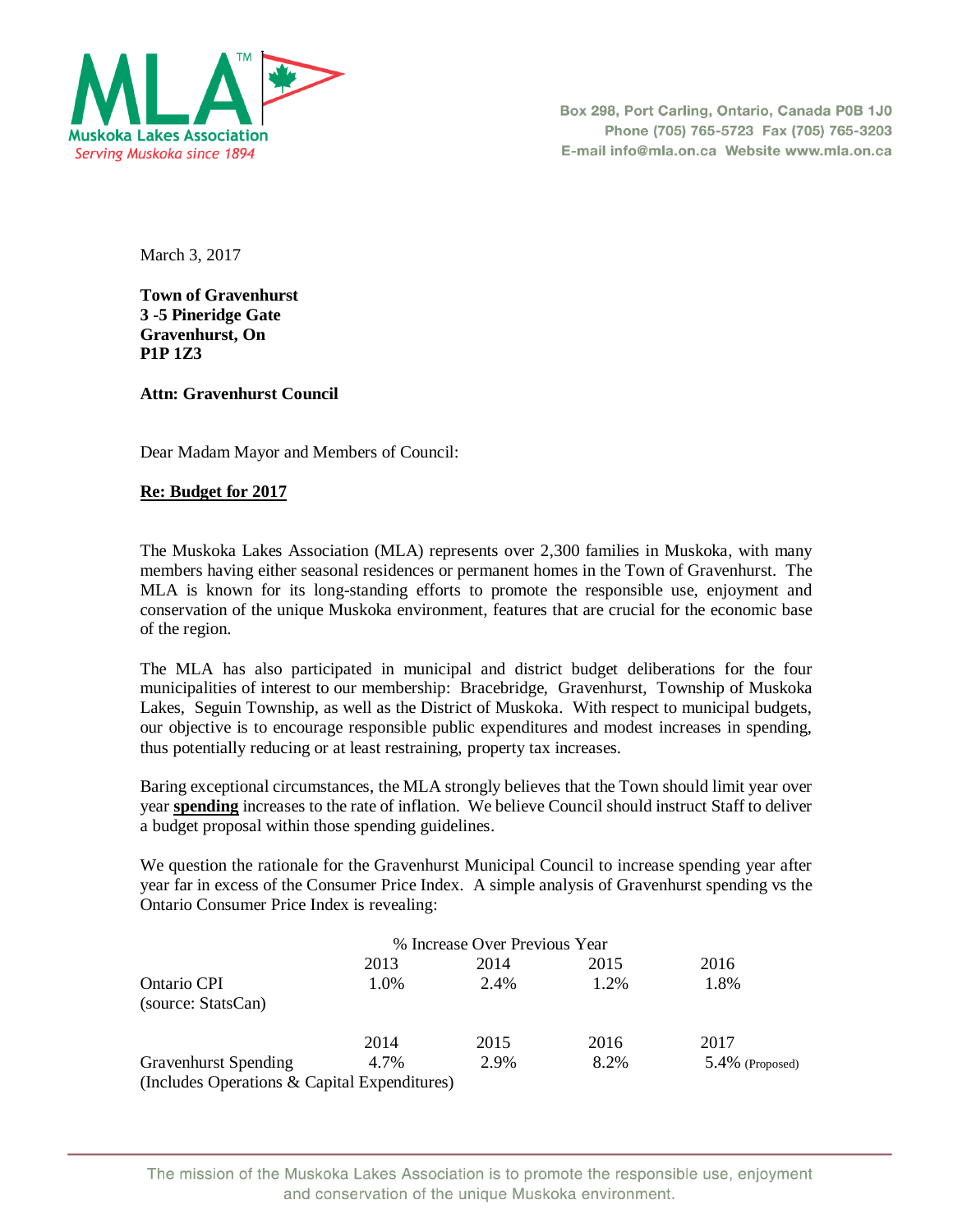Muskoka Lakes Association
Serving Muskoka since 1894

Box 298, Port Carling, Ontario, Canada P0B 1J0
Phone (705) 765-5723 Fax (705) 765-3203
E-mail info@mla.on.ca Website www.mla.on.ca

March 3, 2017

**Town of Gravenhurst**
**3 -5 Pineridge Gate**
**Gravenhurst, On**
**P1P 1Z3**

**Attn: Gravenhurst Council**

Dear Madam Mayor and Members of Council:

**Re: Budget for 2017**

The Muskoka Lakes Association (MLA) represents over 2,300 families in Muskoka, with many members having either seasonal residences or permanent homes in the Town of Gravenhurst. The MLA is known for its long-standing efforts to promote the responsible use, enjoyment and conservation of the unique Muskoka environment, features that are crucial for the economic base of the region.

The MLA has also participated in municipal and district budget deliberations for the four municipalities of interest to our membership: Bracebridge, Gravenhurst, Township of Muskoka Lakes, Seguin Township, as well as the District of Muskoka. With respect to municipal budgets, our objective is to encourage responsible public expenditures and modest increases in spending, thus potentially reducing or at least restraining, property tax increases.

Baring exceptional circumstances, the MLA strongly believes that the Town should limit year over year **spending** increases to the rate of inflation. We believe Council should instruct Staff to deliver a budget proposal within those spending guidelines.

We question the rationale for the Gravenhurst Municipal Council to increase spending year after year far in excess of the Consumer Price Index. A simple analysis of Gravenhurst spending vs the Ontario Consumer Price Index is revealing:

| | % Increase Over Previous Year | | | |
|---|---|---|---|---|
| | 2013 | 2014 | 2015 | 2016 |
| Ontario CPI (source: StatsCan) | 1.0% | 2.4% | 1.2% | 1.8% |
| | 2014 | 2015 | 2016 | 2017 |
| Gravenhurst Spending (Includes Operations & Capital Expenditures) | 4.7% | 2.9% | 8.2% | 5.4% (Proposed) |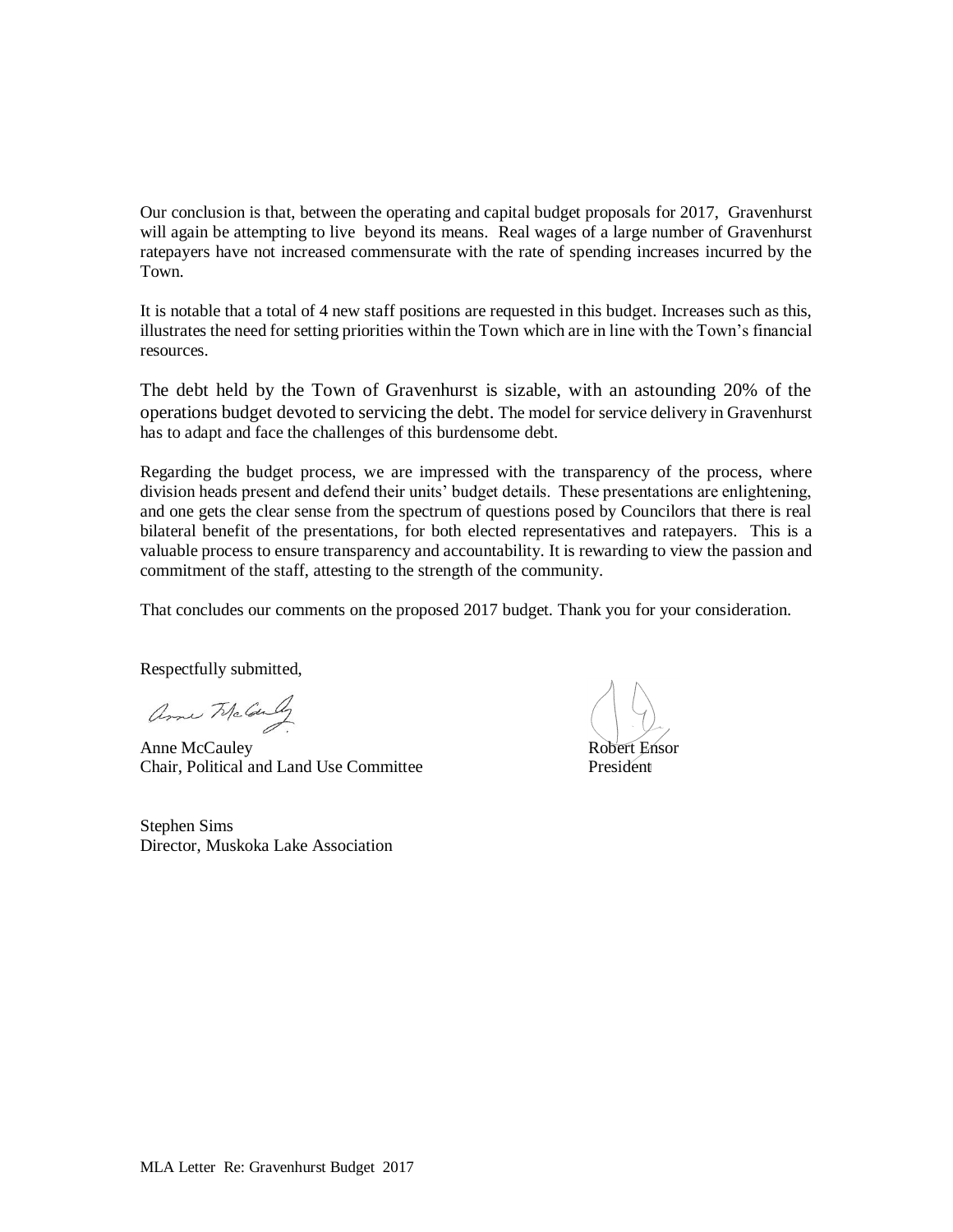Our conclusion is that, between the operating and capital budget proposals for 2017, Gravenhurst will again be attempting to live beyond its means. Real wages of a large number of Gravenhurst ratepayers have not increased commensurate with the rate of spending increases incurred by the Town.

It is notable that a total of 4 new staff positions are requested in this budget. Increases such as this, illustrates the need for setting priorities within the Town which are in line with the Town's financial resources.

The debt held by the Town of Gravenhurst is sizable, with an astounding 20% of the operations budget devoted to servicing the debt. The model for service delivery in Gravenhurst has to adapt and face the challenges of this burdensome debt.

Regarding the budget process, we are impressed with the transparency of the process, where division heads present and defend their units' budget details. These presentations are enlightening, and one gets the clear sense from the spectrum of questions posed by Councilors that there is real bilateral benefit of the presentations, for both elected representatives and ratepayers. This is a valuable process to ensure transparency and accountability. It is rewarding to view the passion and commitment of the staff, attesting to the strength of the community.

That concludes our comments on the proposed 2017 budget. Thank you for your consideration.

Respectfully submitted,

Anne McCauley
Chair, Political and Land Use Committee

Robert Ensor
President

Stephen Sims
Director, Muskoka Lake Association